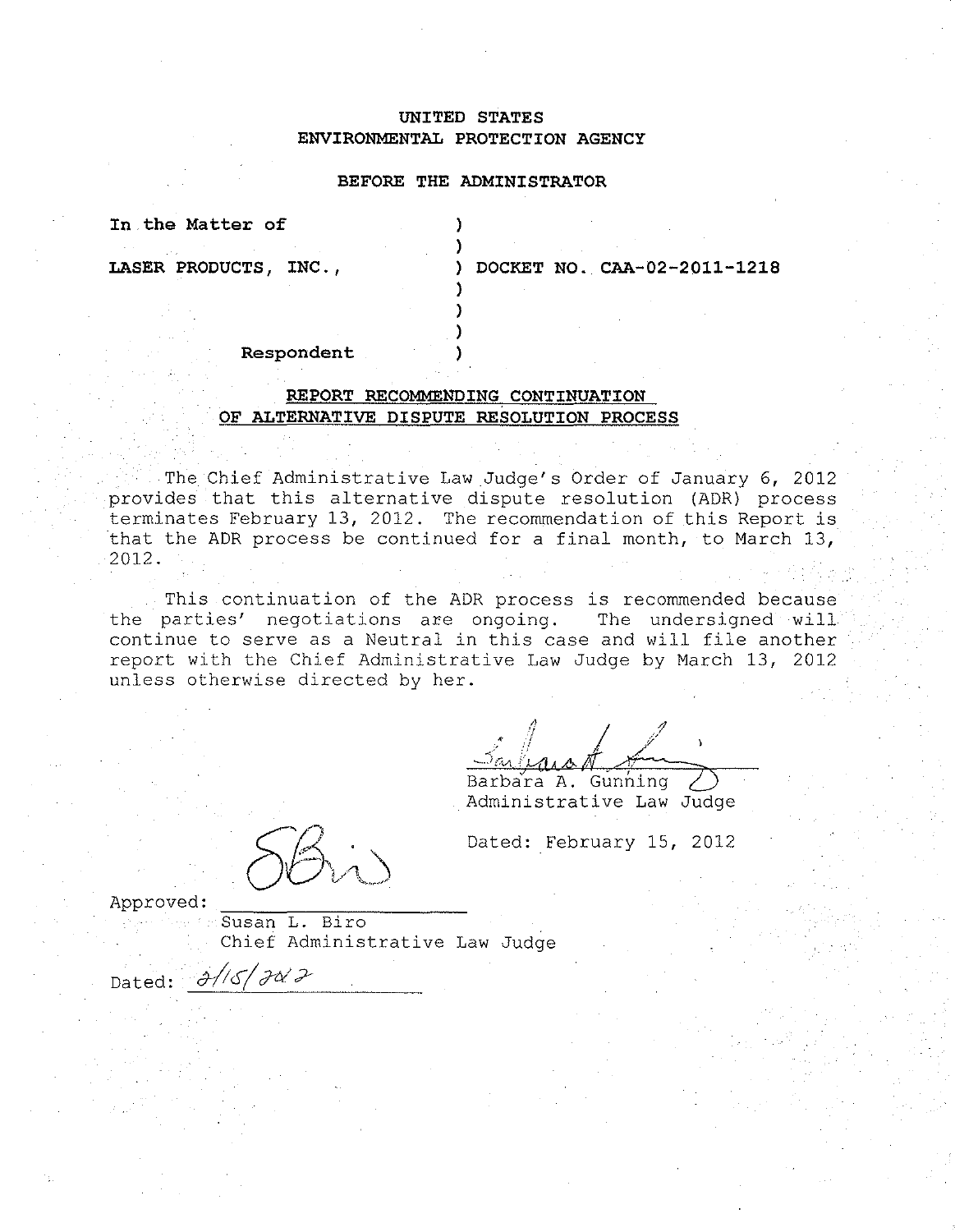UNITED STATES
ENVIRONMENTAL PROTECTION AGENCY

BEFORE THE ADMINISTRATOR

In the Matter of

LASER PRODUCTS, INC.,

Respondent

DOCKET NO. CAA-02-2011-1218

**REPORT RECOMMENDING CONTINUATION OF ALTERNATIVE DISPUTE RESOLUTION PROCESS**

The Chief Administrative Law Judge's Order of January 6, 2012 provides that this alternative dispute resolution (ADR) process terminates February 13, 2012. The recommendation of this Report is that the ADR process be continued for a final month, to March 13, 2012.

This continuation of the ADR process is recommended because the parties' negotiations are ongoing. The undersigned will continue to serve as a Neutral in this case and will file another report with the Chief Administrative Law Judge by March 13, 2012 unless otherwise directed by her.

Barbara A. Gunning
Administrative Law Judge

Dated: February 15, 2012

Approved: ______________
Susan L. Biro
Chief Administrative Law Judge

Dated: 2/15/2012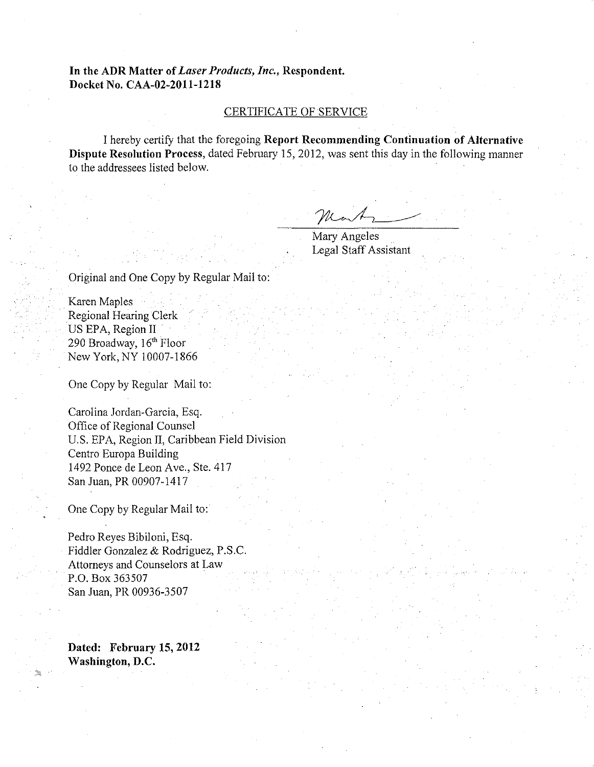**In the ADR Matter of *Laser Products, Inc.*, Respondent.**
**Docket No. CAA-02-2011-1218**

CERTIFICATE OF SERVICE

I hereby certify that the foregoing **Report Recommending Continuation of Alternative Dispute Resolution Process**, dated February 15, 2012, was sent this day in the following manner to the addressees listed below.

Mary Angeles
Legal Staff Assistant

Original and One Copy by Regular Mail to:

Karen Maples
Regional Hearing Clerk
US EPA, Region II
290 Broadway, 16th Floor
New York, NY 10007-1866

One Copy by Regular Mail to:

Carolina Jordan-Garcia, Esq.
Office of Regional Counsel
U.S. EPA, Region II, Caribbean Field Division
Centro Europa Building
1492 Ponce de Leon Ave., Ste. 417
San Juan, PR 00907-1417

One Copy by Regular Mail to:

Pedro Reyes Bibiloni, Esq.
Fiddler Gonzalez & Rodriguez, P.S.C.
Attorneys and Counselors at Law
P.O. Box 363507
San Juan, PR 00936-3507

**Dated: February 15, 2012**
**Washington, D.C.**